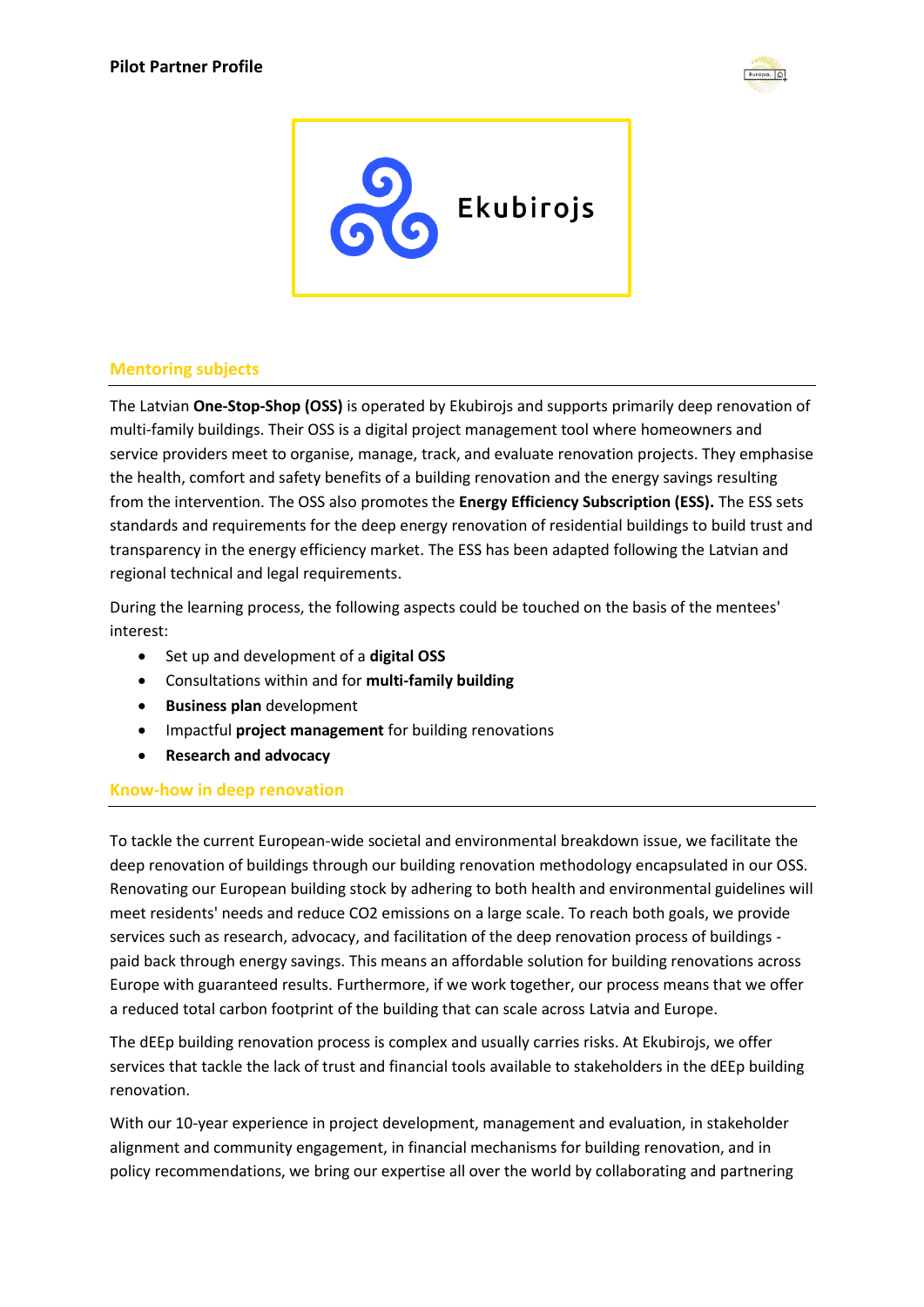**Pilot Partner Profile**

Ekubirojs

## Mentoring subjects

The Latvian **One-Stop-Shop (OSS)** is operated by Ekubirojs and supports primarily deep renovation of multi-family buildings. Their OSS is a digital project management tool where homeowners and service providers meet to organise, manage, track, and evaluate renovation projects. They emphasise the health, comfort and safety benefits of a building renovation and the energy savings resulting from the intervention. The OSS also promotes the **Energy Efficiency Subscription (ESS).** The ESS sets standards and requirements for the deep energy renovation of residential buildings to build trust and transparency in the energy efficiency market. The ESS has been adapted following the Latvian and regional technical and legal requirements.

During the learning process, the following aspects could be touched on the basis of the mentees' interest:

- Set up and development of a **digital OSS**
- Consultations within and for **multi-family building**
- **Business plan** development
- Impactful **project management** for building renovations
- **Research and advocacy**

## Know-how in deep renovation

To tackle the current European-wide societal and environmental breakdown issue, we facilitate the deep renovation of buildings through our building renovation methodology encapsulated in our OSS. Renovating our European building stock by adhering to both health and environmental guidelines will meet residents' needs and reduce $CO_2$ emissions on a large scale. To reach both goals, we provide services such as research, advocacy, and facilitation of the deep renovation process of buildings - paid back through energy savings. This means an affordable solution for building renovations across Europe with guaranteed results. Furthermore, if we work together, our process means that we offer a reduced total carbon footprint of the building that can scale across Latvia and Europe.

The dEEp building renovation process is complex and usually carries risks. At Ekubirojs, we offer services that tackle the lack of trust and financial tools available to stakeholders in the dEEp building renovation.

With our 10-year experience in project development, management and evaluation, in stakeholder alignment and community engagement, in financial mechanisms for building renovation, and in policy recommendations, we bring our expertise all over the world by collaborating and partnering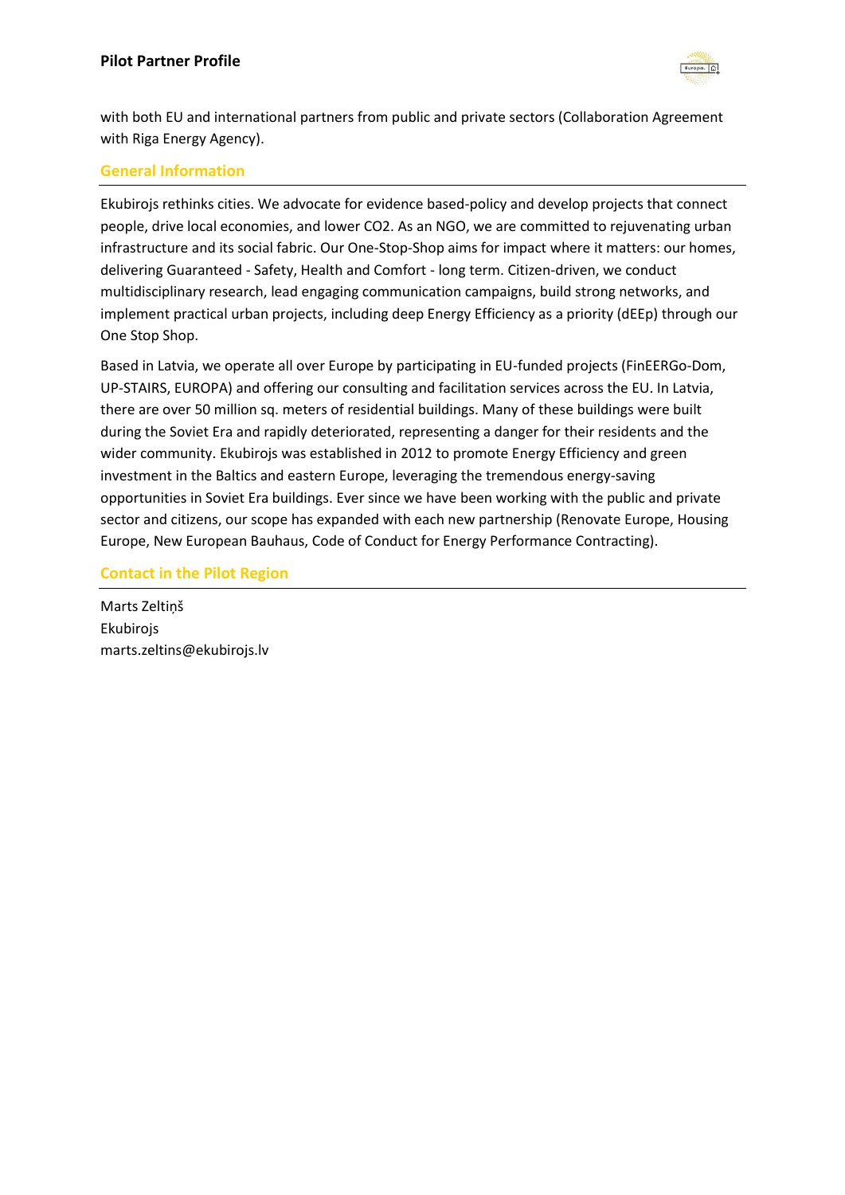with both EU and international partners from public and private sectors (Collaboration Agreement with Riga Energy Agency).

## General Information

Ekubirojs rethinks cities. We advocate for evidence based-policy and develop projects that connect people, drive local economies, and lower CO2. As an NGO, we are committed to rejuvenating urban infrastructure and its social fabric. Our One-Stop-Shop aims for impact where it matters: our homes, delivering Guaranteed - Safety, Health and Comfort - long term. Citizen-driven, we conduct multidisciplinary research, lead engaging communication campaigns, build strong networks, and implement practical urban projects, including deep Energy Efficiency as a priority (dEEp) through our One Stop Shop.

Based in Latvia, we operate all over Europe by participating in EU-funded projects (FinEERGo-Dom, UP-STAIRS, EUROPA) and offering our consulting and facilitation services across the EU. In Latvia, there are over 50 million sq. meters of residential buildings. Many of these buildings were built during the Soviet Era and rapidly deteriorated, representing a danger for their residents and the wider community. Ekubirojs was established in 2012 to promote Energy Efficiency and green investment in the Baltics and eastern Europe, leveraging the tremendous energy-saving opportunities in Soviet Era buildings. Ever since we have been working with the public and private sector and citizens, our scope has expanded with each new partnership (Renovate Europe, Housing Europe, New European Bauhaus, Code of Conduct for Energy Performance Contracting).

## Contact in the Pilot Region

Marts Zeltiņš
Ekubirojs
marts.zeltins@ekubirojs.lv